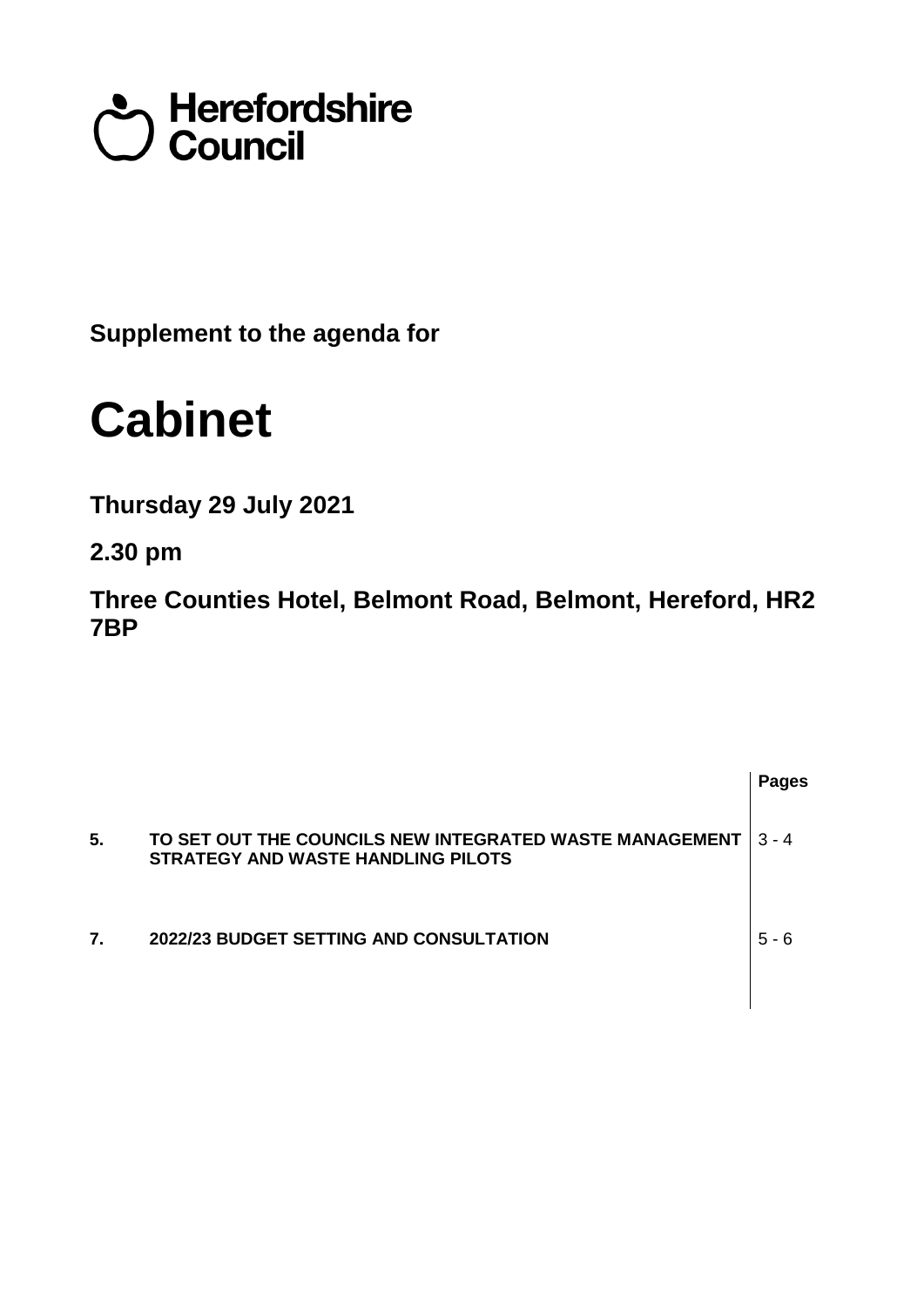Herefordshire Council

**Supplement to the agenda for**

# Cabinet

**Thursday 29 July 2021**

**2.30 pm**

**Three Counties Hotel, Belmont Road, Belmont, Hereford, HR2 7BP**

| | | Pages |
|---|---|---|
| **5.** | **TO SET OUT THE COUNCILS NEW INTEGRATED WASTE MANAGEMENT STRATEGY AND WASTE HANDLING PILOTS** | 3 - 4 |
| **7.** | **2022/23 BUDGET SETTING AND CONSULTATION** | 5 - 6 |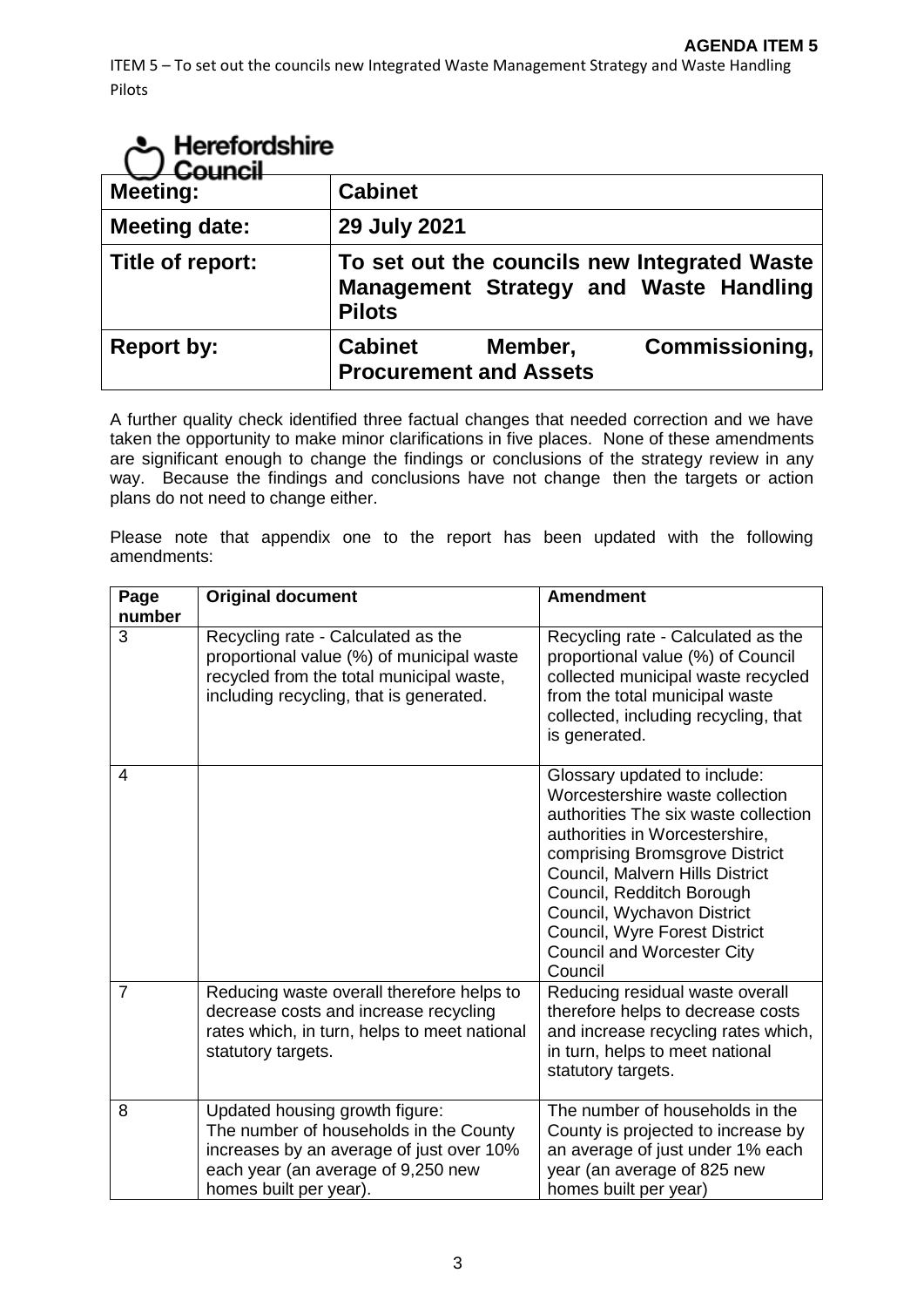**AGENDA ITEM 5**

ITEM 5 – To set out the councils new Integrated Waste Management Strategy and Waste Handling Pilots

Herefordshire Council

| **Meeting:** | **Cabinet** |
|---|---|
| **Meeting date:** | **29 July 2021** |
| **Title of report:** | **To set out the councils new Integrated Waste Management Strategy and Waste Handling Pilots** |
| **Report by:** | **Cabinet Member, Commissioning, Procurement and Assets** |

A further quality check identified three factual changes that needed correction and we have taken the opportunity to make minor clarifications in five places. None of these amendments are significant enough to change the findings or conclusions of the strategy review in any way. Because the findings and conclusions have not change then the targets or action plans do not need to change either.

Please note that appendix one to the report has been updated with the following amendments:

| **Page number** | **Original document** | **Amendment** |
|---|---|---|
| 3 | Recycling rate - Calculated as the proportional value (%) of municipal waste recycled from the total municipal waste, including recycling, that is generated. | Recycling rate - Calculated as the proportional value (%) of Council collected municipal waste recycled from the total municipal waste collected, including recycling, that is generated. |
| 4 | | Glossary updated to include: Worcestershire waste collection authorities The six waste collection authorities in Worcestershire, comprising Bromsgrove District Council, Malvern Hills District Council, Redditch Borough Council, Wychavon District Council, Wyre Forest District Council and Worcester City Council |
| 7 | Reducing waste overall therefore helps to decrease costs and increase recycling rates which, in turn, helps to meet national statutory targets. | Reducing residual waste overall therefore helps to decrease costs and increase recycling rates which, in turn, helps to meet national statutory targets. |
| 8 | Updated housing growth figure: The number of households in the County increases by an average of just over 10% each year (an average of 9,250 new homes built per year). | The number of households in the County is projected to increase by an average of just under 1% each year (an average of 825 new homes built per year) |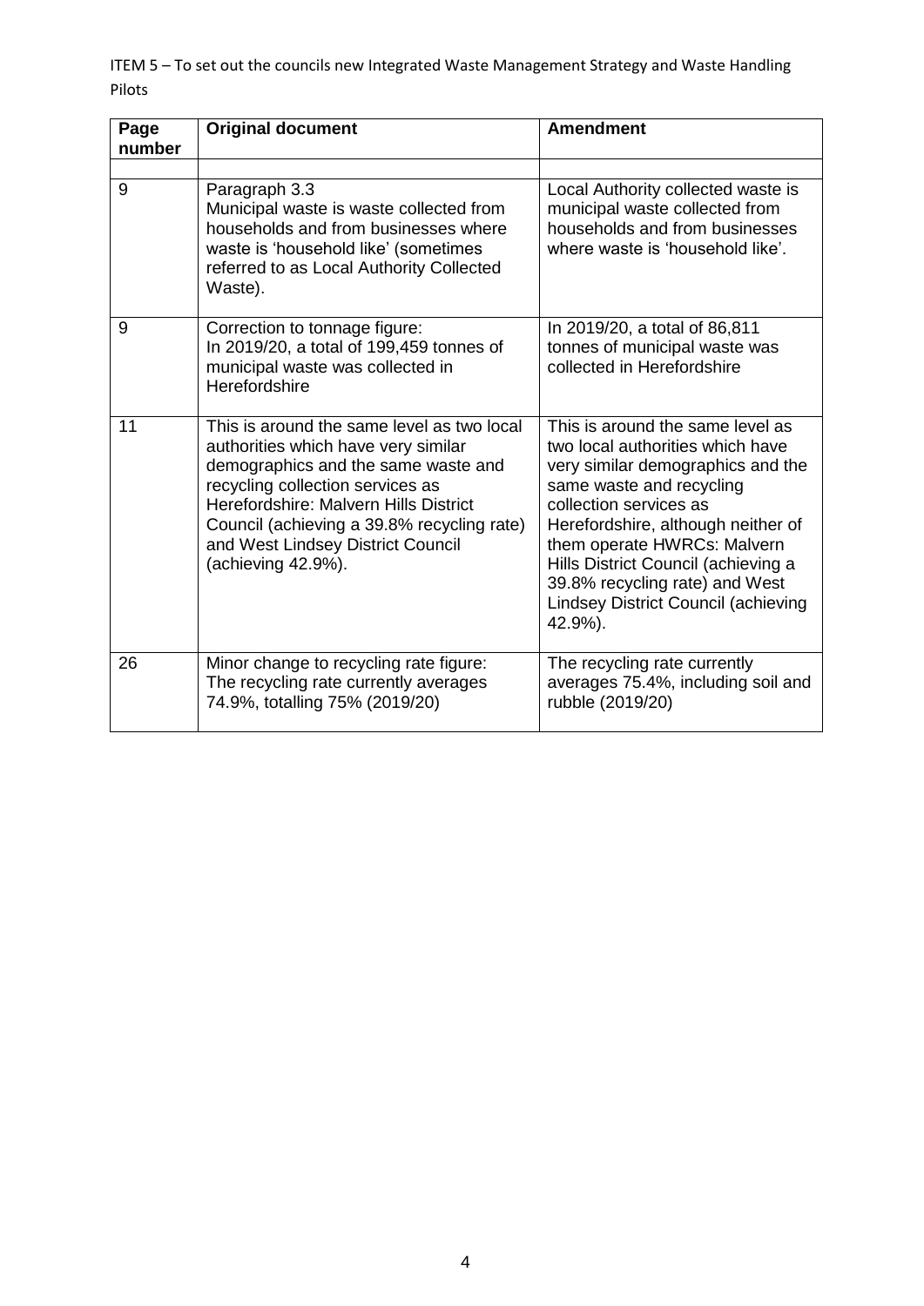ITEM 5 – To set out the councils new Integrated Waste Management Strategy and Waste Handling Pilots

| Page number | Original document | Amendment |
|---|---|---|
| | | |
| 9 | Paragraph 3.3<br>Municipal waste is waste collected from households and from businesses where waste is 'household like' (sometimes referred to as Local Authority Collected Waste). | Local Authority collected waste is municipal waste collected from households and from businesses where waste is 'household like'. |
| 9 | Correction to tonnage figure:<br>In 2019/20, a total of 199,459 tonnes of municipal waste was collected in Herefordshire | In 2019/20, a total of 86,811 tonnes of municipal waste was collected in Herefordshire |
| 11 | This is around the same level as two local authorities which have very similar demographics and the same waste and recycling collection services as Herefordshire: Malvern Hills District Council (achieving a 39.8% recycling rate) and West Lindsey District Council (achieving 42.9%). | This is around the same level as two local authorities which have very similar demographics and the same waste and recycling collection services as Herefordshire, although neither of them operate HWRCs: Malvern Hills District Council (achieving a 39.8% recycling rate) and West Lindsey District Council (achieving 42.9%). |
| 26 | Minor change to recycling rate figure:<br>The recycling rate currently averages 74.9%, totalling 75% (2019/20) | The recycling rate currently averages 75.4%, including soil and rubble (2019/20) |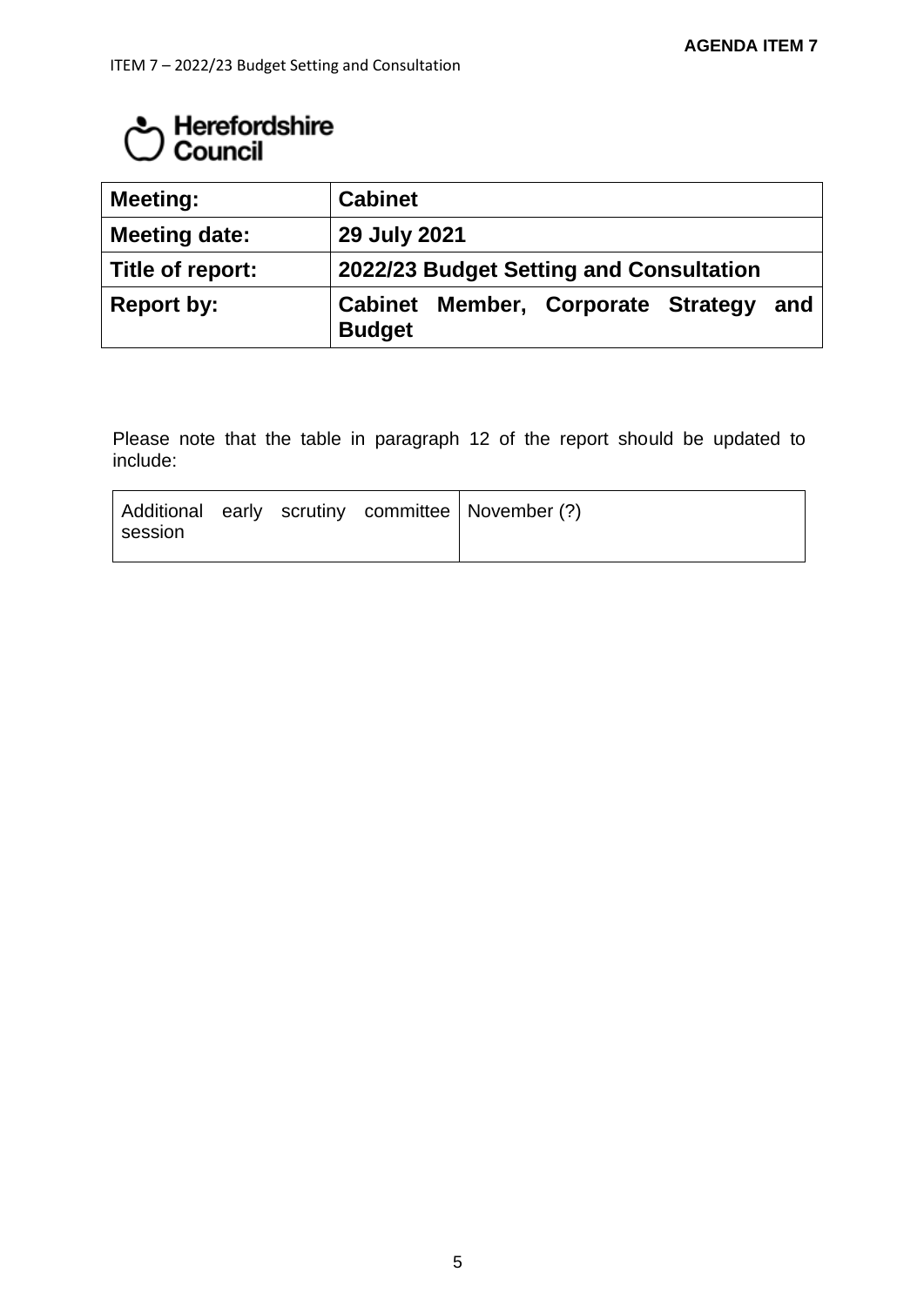**AGENDA ITEM 7**

ITEM 7 – 2022/23 Budget Setting and Consultation

Herefordshire Council

| | |
|---|---|
| **Meeting:** | **Cabinet** |
| **Meeting date:** | **29 July 2021** |
| **Title of report:** | **2022/23 Budget Setting and Consultation** |
| **Report by:** | **Cabinet Member, Corporate Strategy and Budget** |

Please note that the table in paragraph 12 of the report should be updated to include:

| | |
|---|---|
| Additional early scrutiny committee session | November (?) |